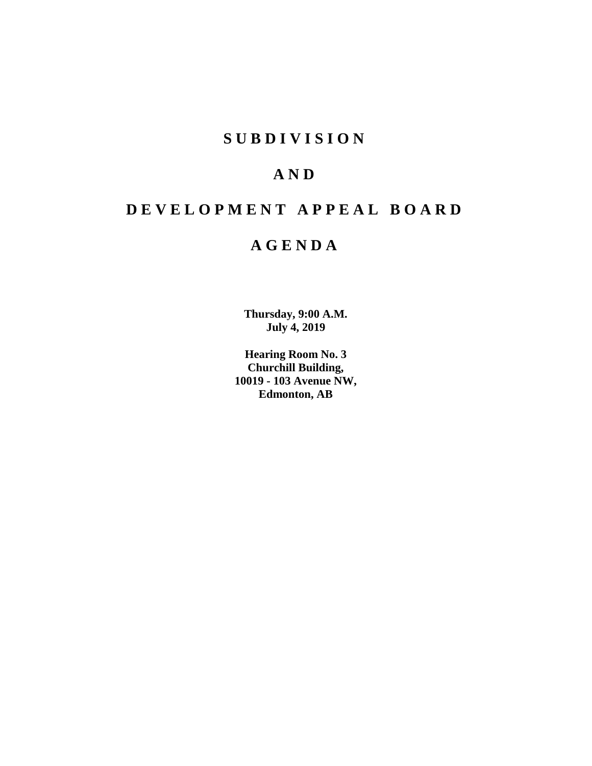# SUBDIVISION

# AND

# DEVELOPMENT APPEAL BOARD

# AGENDA

**Thursday, 9:00 A.M.**
**July 4, 2019**

**Hearing Room No. 3**
**Churchill Building,**
**10019 - 103 Avenue NW,**
**Edmonton, AB**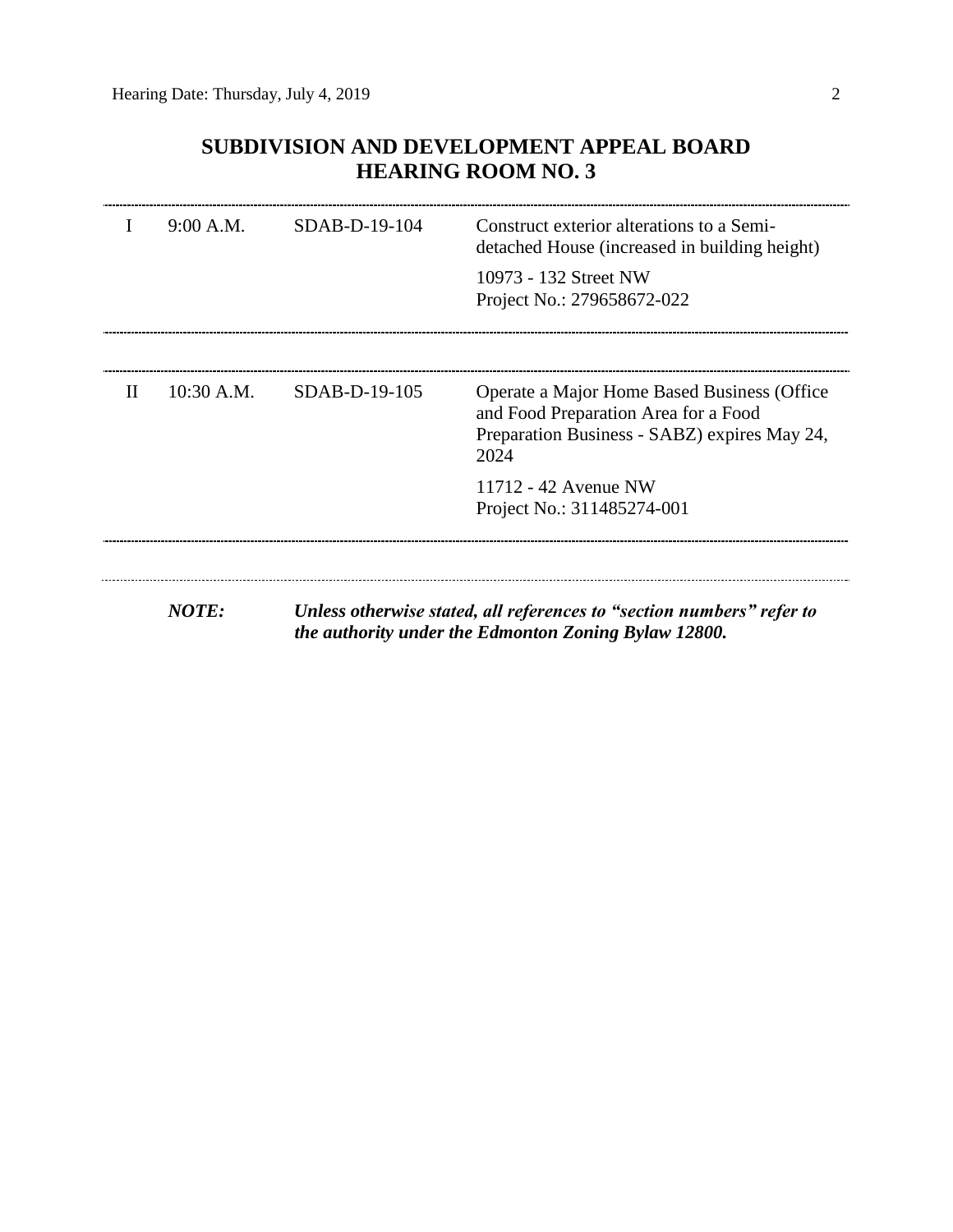## SUBDIVISION AND DEVELOPMENT APPEAL BOARD
## HEARING ROOM NO. 3

| | | | |
|---|---|---|---|
| I | 9:00 A.M. | SDAB-D-19-104 | Construct exterior alterations to a Semi-detached House (increased in building height)<br><br>10973 - 132 Street NW<br>Project No.: 279658672-022 |
| II | 10:30 A.M. | SDAB-D-19-105 | Operate a Major Home Based Business (Office and Food Preparation Area for a Food Preparation Business - SABZ) expires May 24, 2024<br><br>11712 - 42 Avenue NW<br>Project No.: 311485274-001 |

***NOTE:*** ***Unless otherwise stated, all references to "section numbers" refer to the authority under the Edmonton Zoning Bylaw 12800.***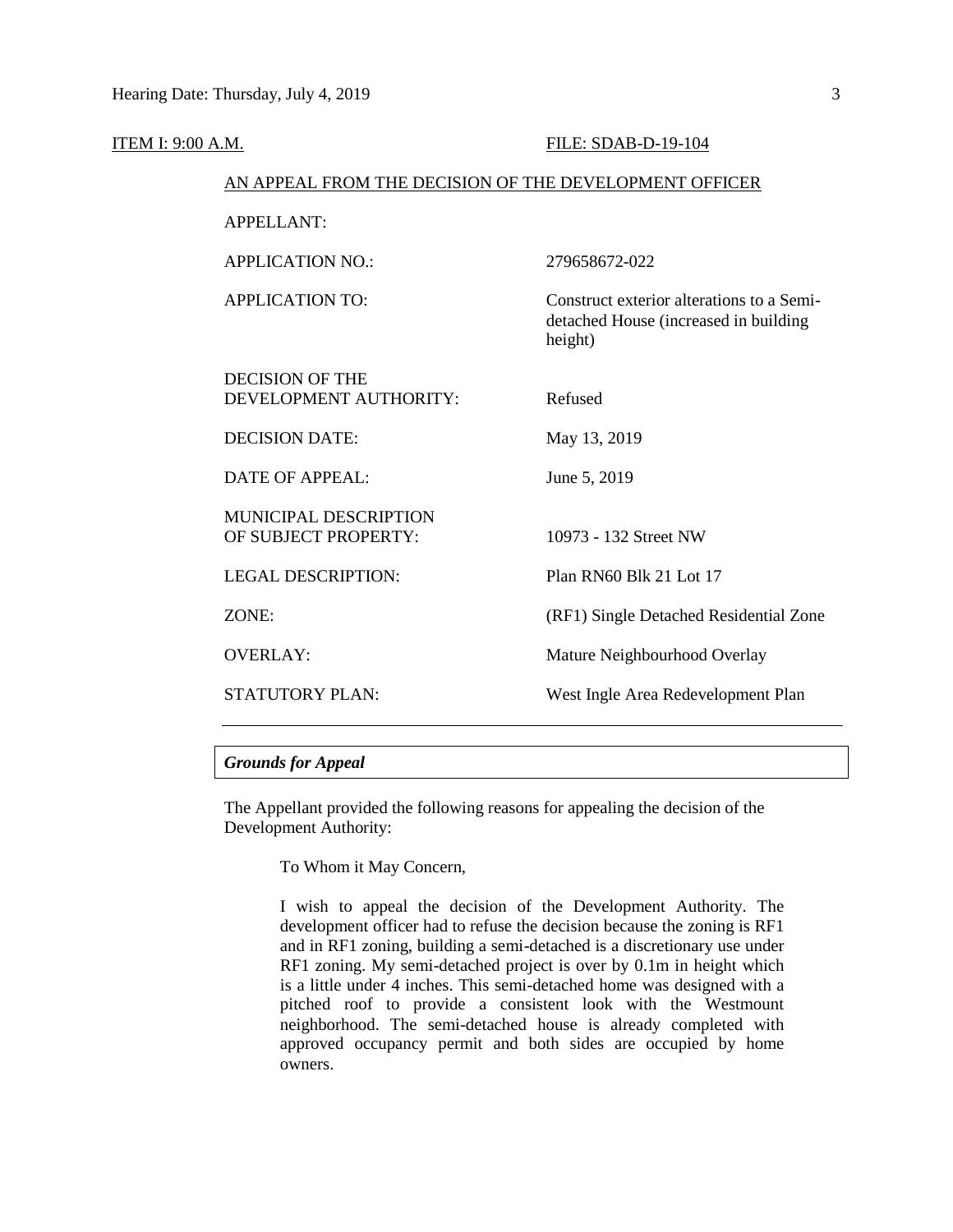ITEM I: 9:00 A.M. FILE: SDAB-D-19-104

AN APPEAL FROM THE DECISION OF THE DEVELOPMENT OFFICER

| | |
|---|---|
| APPELLANT: | |
| APPLICATION NO.: | 279658672-022 |
| APPLICATION TO: | Construct exterior alterations to a Semi-detached House (increased in building height) |
| DECISION OF THE DEVELOPMENT AUTHORITY: | Refused |
| DECISION DATE: | May 13, 2019 |
| DATE OF APPEAL: | June 5, 2019 |
| MUNICIPAL DESCRIPTION OF SUBJECT PROPERTY: | 10973 - 132 Street NW |
| LEGAL DESCRIPTION: | Plan RN60 Blk 21 Lot 17 |
| ZONE: | (RF1) Single Detached Residential Zone |
| OVERLAY: | Mature Neighbourhood Overlay |
| STATUTORY PLAN: | West Ingle Area Redevelopment Plan |

***Grounds for Appeal***

The Appellant provided the following reasons for appealing the decision of the Development Authority:

> To Whom it May Concern,
>
> I wish to appeal the decision of the Development Authority. The development officer had to refuse the decision because the zoning is RF1 and in RF1 zoning, building a semi-detached is a discretionary use under RF1 zoning. My semi-detached project is over by 0.1m in height which is a little under 4 inches. This semi-detached home was designed with a pitched roof to provide a consistent look with the Westmount neighborhood. The semi-detached house is already completed with approved occupancy permit and both sides are occupied by home owners.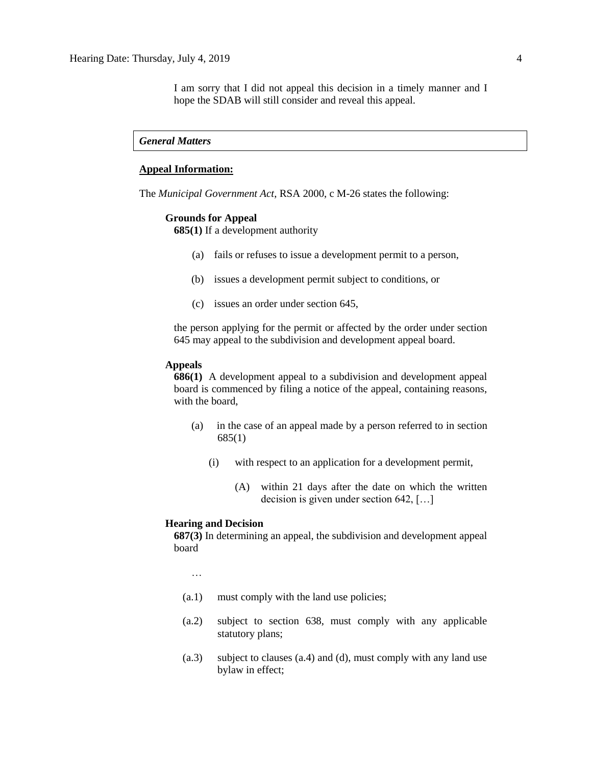I am sorry that I did not appeal this decision in a timely manner and I hope the SDAB will still consider and reveal this appeal.

*General Matters*

**Appeal Information:**

The *Municipal Government Act*, RSA 2000, c M-26 states the following:

**Grounds for Appeal**

**685(1)** If a development authority

(a) fails or refuses to issue a development permit to a person,

(b) issues a development permit subject to conditions, or

(c) issues an order under section 645,

the person applying for the permit or affected by the order under section 645 may appeal to the subdivision and development appeal board.

**Appeals**

**686(1)** A development appeal to a subdivision and development appeal board is commenced by filing a notice of the appeal, containing reasons, with the board,

(a) in the case of an appeal made by a person referred to in section 685(1)

(i) with respect to an application for a development permit,

(A) within 21 days after the date on which the written decision is given under section 642, […]

**Hearing and Decision**

**687(3)** In determining an appeal, the subdivision and development appeal board

…

(a.1) must comply with the land use policies;

(a.2) subject to section 638, must comply with any applicable statutory plans;

(a.3) subject to clauses (a.4) and (d), must comply with any land use bylaw in effect;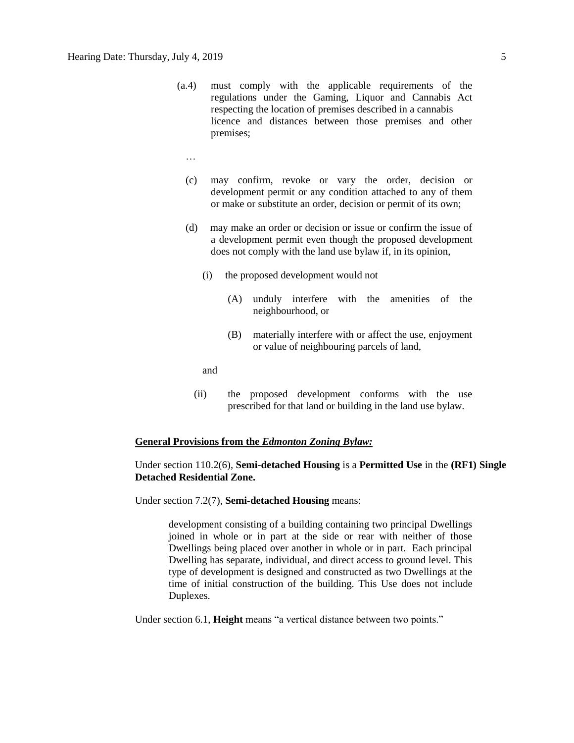(a.4) must comply with the applicable requirements of the regulations under the Gaming, Liquor and Cannabis Act respecting the location of premises described in a cannabis licence and distances between those premises and other premises;

…

(c) may confirm, revoke or vary the order, decision or development permit or any condition attached to any of them or make or substitute an order, decision or permit of its own;

(d) may make an order or decision or issue or confirm the issue of a development permit even though the proposed development does not comply with the land use bylaw if, in its opinion,

(i) the proposed development would not

(A) unduly interfere with the amenities of the neighbourhood, or

(B) materially interfere with or affect the use, enjoyment or value of neighbouring parcels of land,

and

(ii) the proposed development conforms with the use prescribed for that land or building in the land use bylaw.

**General Provisions from the *Edmonton Zoning Bylaw:***

Under section 110.2(6), **Semi-detached Housing** is a **Permitted Use** in the **(RF1) Single Detached Residential Zone.**

Under section 7.2(7), **Semi-detached Housing** means:

> development consisting of a building containing two principal Dwellings joined in whole or in part at the side or rear with neither of those Dwellings being placed over another in whole or in part. Each principal Dwelling has separate, individual, and direct access to ground level. This type of development is designed and constructed as two Dwellings at the time of initial construction of the building. This Use does not include Duplexes.

Under section 6.1, **Height** means "a vertical distance between two points."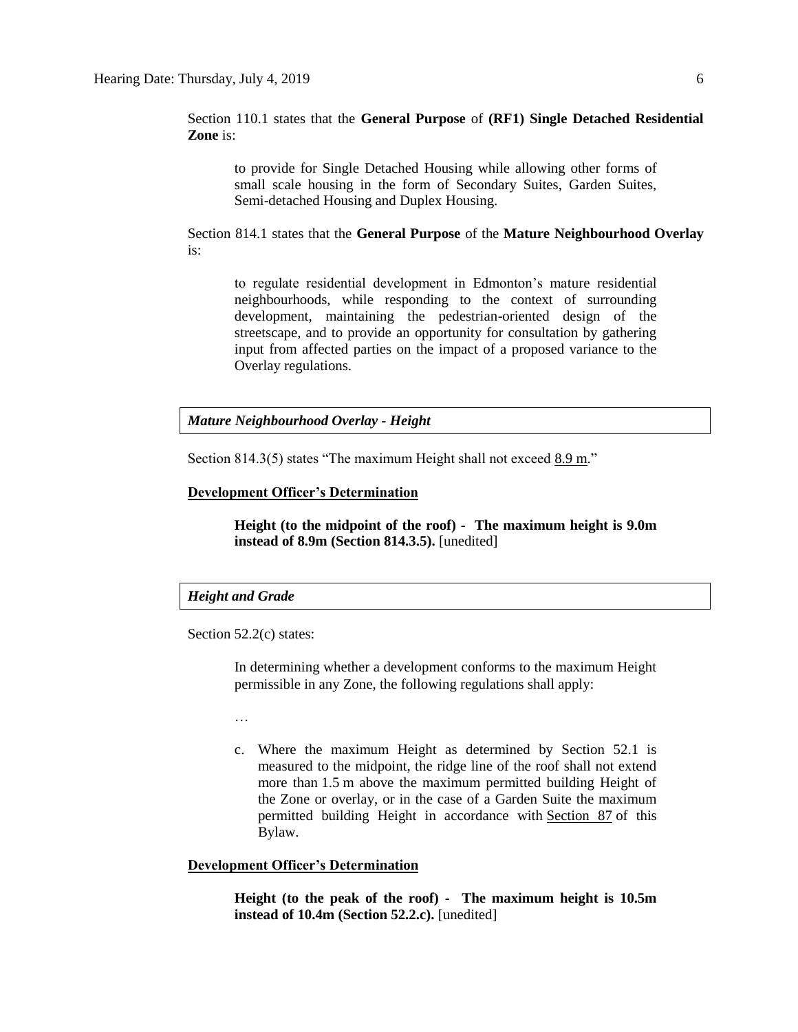Section 110.1 states that the **General Purpose** of **(RF1) Single Detached Residential Zone** is:

> to provide for Single Detached Housing while allowing other forms of small scale housing in the form of Secondary Suites, Garden Suites, Semi-detached Housing and Duplex Housing.

Section 814.1 states that the **General Purpose** of the **Mature Neighbourhood Overlay** is:

> to regulate residential development in Edmonton's mature residential neighbourhoods, while responding to the context of surrounding development, maintaining the pedestrian-oriented design of the streetscape, and to provide an opportunity for consultation by gathering input from affected parties on the impact of a proposed variance to the Overlay regulations.

***Mature Neighbourhood Overlay - Height***

Section 814.3(5) states "The maximum Height shall not exceed 8.9 m."

**Development Officer's Determination**

> **Height (to the midpoint of the roof) - The maximum height is 9.0m instead of 8.9m (Section 814.3.5).** [unedited]

***Height and Grade***

Section 52.2(c) states:

> In determining whether a development conforms to the maximum Height permissible in any Zone, the following regulations shall apply:
>
> …
>
> c. Where the maximum Height as determined by Section 52.1 is measured to the midpoint, the ridge line of the roof shall not extend more than 1.5 m above the maximum permitted building Height of the Zone or overlay, or in the case of a Garden Suite the maximum permitted building Height in accordance with Section 87 of this Bylaw.

**Development Officer's Determination**

> **Height (to the peak of the roof) - The maximum height is 10.5m instead of 10.4m (Section 52.2.c).** [unedited]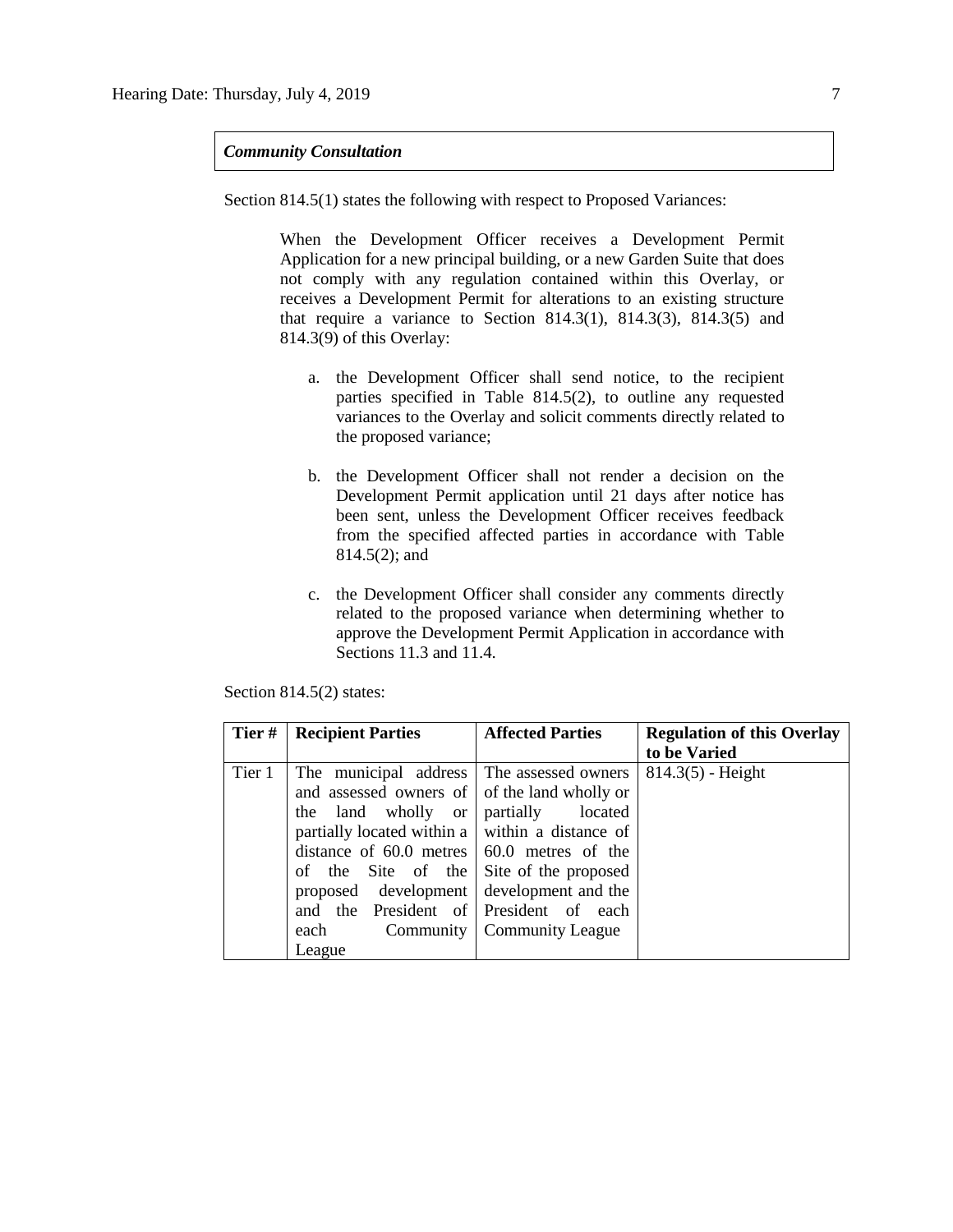***Community Consultation***

Section 814.5(1) states the following with respect to Proposed Variances:

> When the Development Officer receives a Development Permit Application for a new principal building, or a new Garden Suite that does not comply with any regulation contained within this Overlay, or receives a Development Permit for alterations to an existing structure that require a variance to Section 814.3(1), 814.3(3), 814.3(5) and 814.3(9) of this Overlay:
>
> a. the Development Officer shall send notice, to the recipient parties specified in Table 814.5(2), to outline any requested variances to the Overlay and solicit comments directly related to the proposed variance;
>
> b. the Development Officer shall not render a decision on the Development Permit application until 21 days after notice has been sent, unless the Development Officer receives feedback from the specified affected parties in accordance with Table 814.5(2); and
>
> c. the Development Officer shall consider any comments directly related to the proposed variance when determining whether to approve the Development Permit Application in accordance with Sections 11.3 and 11.4.

Section 814.5(2) states:

| Tier # | Recipient Parties | Affected Parties | Regulation of this Overlay to be Varied |
|---|---|---|---|
| Tier 1 | The municipal address and assessed owners of the land wholly or partially located within a distance of 60.0 metres of the Site of the proposed development and the President of each Community League | The assessed owners of the land wholly or partially located within a distance of 60.0 metres of the Site of the proposed development and the President of each Community League | 814.3(5) - Height |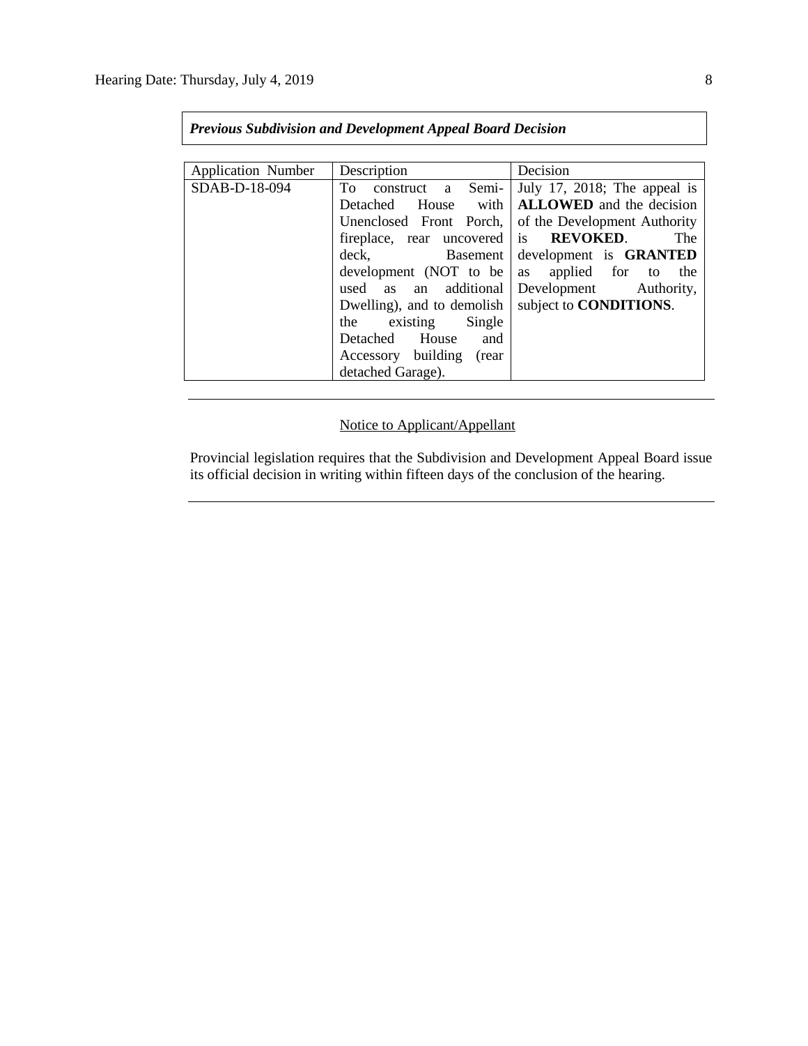***Previous Subdivision and Development Appeal Board Decision***

| Application Number | Description | Decision |
| --- | --- | --- |
| SDAB-D-18-094 | To construct a Semi-Detached House with Unenclosed Front Porch, fireplace, rear uncovered deck, Basement development (NOT to be used as an additional Dwelling), and to demolish the existing Single Detached House and Accessory building (rear detached Garage). | July 17, 2018; The appeal is **ALLOWED** and the decision of the Development Authority is **REVOKED**. The development is **GRANTED** as applied for to the Development Authority, subject to **CONDITIONS**. |

---

<u>Notice to Applicant/Appellant</u>

Provincial legislation requires that the Subdivision and Development Appeal Board issue its official decision in writing within fifteen days of the conclusion of the hearing.

---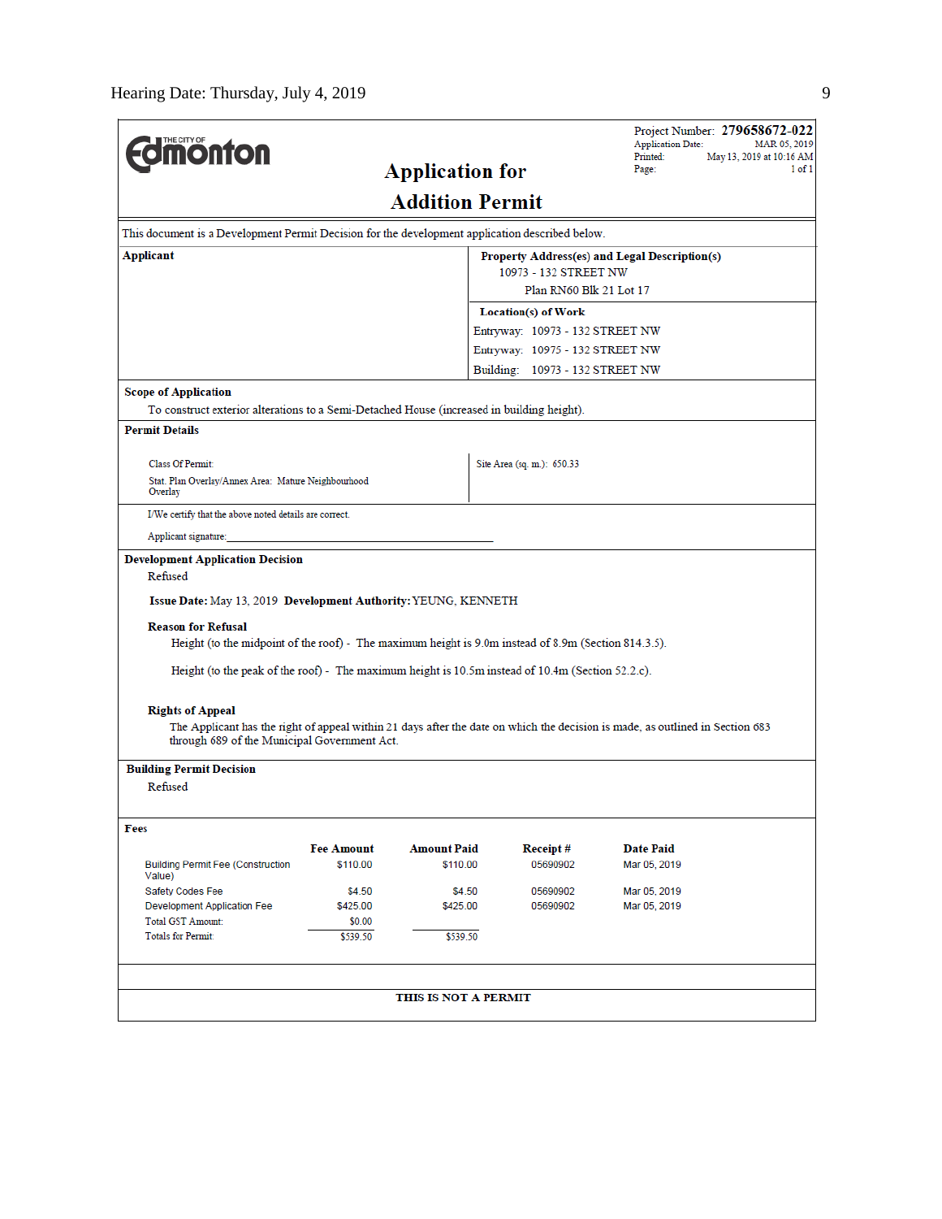Edmonton (The City of)

# Application for Addition Permit

Project Number: **279658672-022**
Application Date: MAR 05, 2019
Printed: May 13, 2019 at 10:16 AM
Page: 1 of 1

This document is a Development Permit Decision for the development application described below.

**Applicant**

**Property Address(es) and Legal Description(s)**
10973 - 132 STREET NW
Plan RN60 Blk 21 Lot 17

**Location(s) of Work**
Entryway: 10973 - 132 STREET NW
Entryway: 10975 - 132 STREET NW
Building: 10973 - 132 STREET NW

**Scope of Application**
To construct exterior alterations to a Semi-Detached House (increased in building height).

**Permit Details**

Class Of Permit:
Stat. Plan Overlay/Annex Area: Mature Neighbourhood Overlay

Site Area (sq. m.): 650.33

I/We certify that the above noted details are correct.

Applicant signature:

**Development Application Decision**
Refused

**Issue Date:** May 13, 2019 **Development Authority:** YEUNG, KENNETH

**Reason for Refusal**

Height (to the midpoint of the roof) - The maximum height is 9.0m instead of 8.9m (Section 814.3.5).

Height (to the peak of the roof) - The maximum height is 10.5m instead of 10.4m (Section 52.2.c).

**Rights of Appeal**
The Applicant has the right of appeal within 21 days after the date on which the decision is made, as outlined in Section 683 through 689 of the Municipal Government Act.

**Building Permit Decision**
Refused

**Fees**

| | Fee Amount | Amount Paid | Receipt # | Date Paid |
|---|---|---|---|---|
| Building Permit Fee (Construction Value) | $110.00 | $110.00 | 05690902 | Mar 05, 2019 |
| Safety Codes Fee | $4.50 | $4.50 | 05690902 | Mar 05, 2019 |
| Development Application Fee | $425.00 | $425.00 | 05690902 | Mar 05, 2019 |
| Total GST Amount: | $0.00 | | | |
| Totals for Permit: | $539.50 | $539.50 | | |

**THIS IS NOT A PERMIT**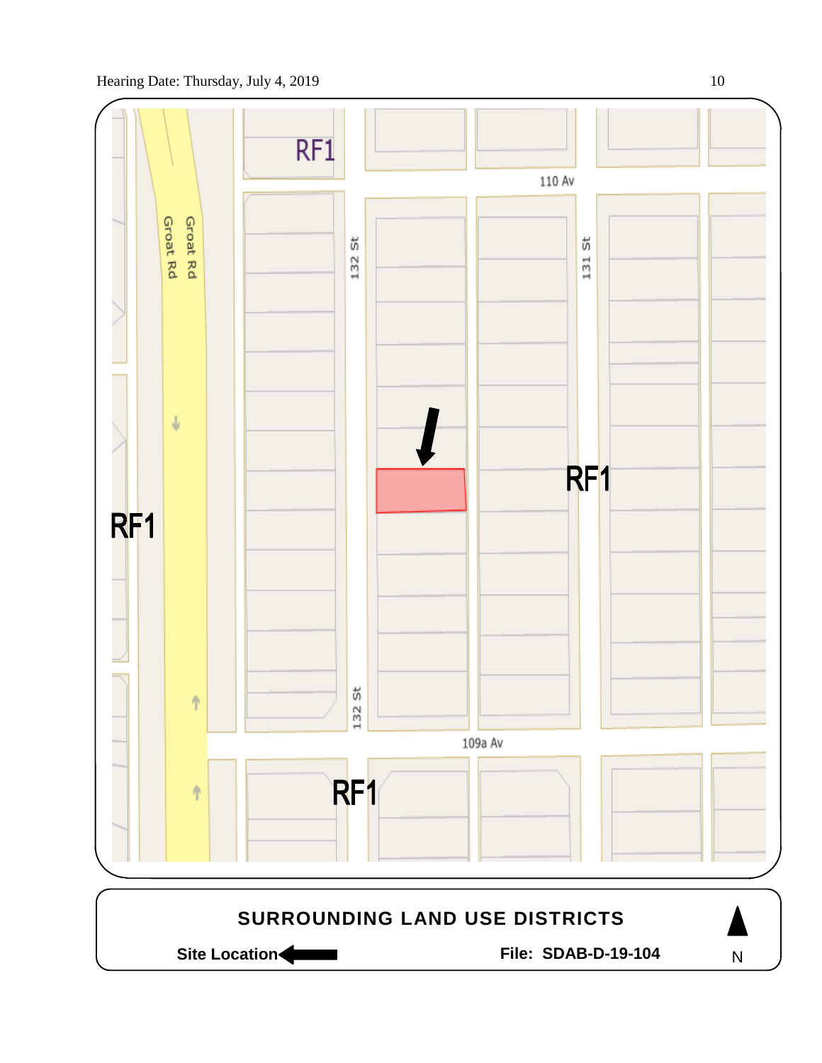RF1

110 Av

132 St

131 St

Groat Rd

Groat Rd

RF1

RF1

132 St

109a Av

RF1

**SURROUNDING LAND USE DISTRICTS**

**Site Location** ←

**File: SDAB-D-19-104**

N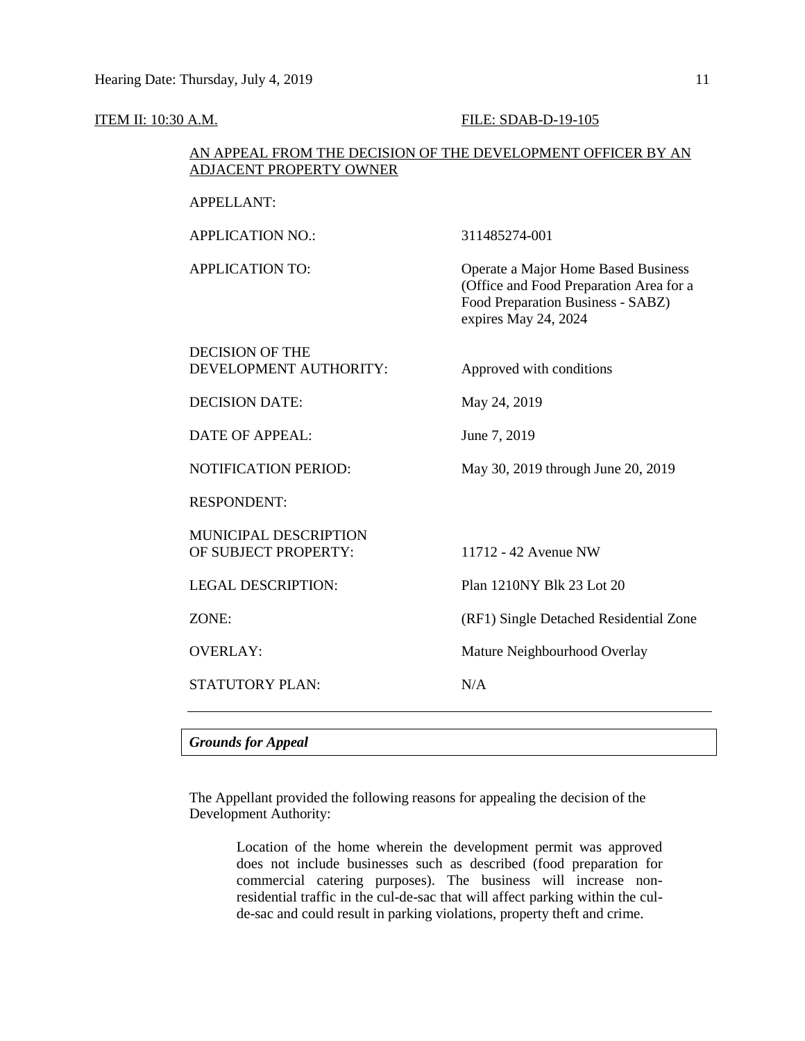ITEM II: 10:30 A.M. FILE: SDAB-D-19-105

AN APPEAL FROM THE DECISION OF THE DEVELOPMENT OFFICER BY AN ADJACENT PROPERTY OWNER

| | |
|---|---|
| APPELLANT: | |
| APPLICATION NO.: | 311485274-001 |
| APPLICATION TO: | Operate a Major Home Based Business (Office and Food Preparation Area for a Food Preparation Business - SABZ) expires May 24, 2024 |
| DECISION OF THE DEVELOPMENT AUTHORITY: | Approved with conditions |
| DECISION DATE: | May 24, 2019 |
| DATE OF APPEAL: | June 7, 2019 |
| NOTIFICATION PERIOD: | May 30, 2019 through June 20, 2019 |
| RESPONDENT: | |
| MUNICIPAL DESCRIPTION OF SUBJECT PROPERTY: | 11712 - 42 Avenue NW |
| LEGAL DESCRIPTION: | Plan 1210NY Blk 23 Lot 20 |
| ZONE: | (RF1) Single Detached Residential Zone |
| OVERLAY: | Mature Neighbourhood Overlay |
| STATUTORY PLAN: | N/A |

---

***Grounds for Appeal***

The Appellant provided the following reasons for appealing the decision of the Development Authority:

> Location of the home wherein the development permit was approved does not include businesses such as described (food preparation for commercial catering purposes). The business will increase non-residential traffic in the cul-de-sac that will affect parking within the cul-de-sac and could result in parking violations, property theft and crime.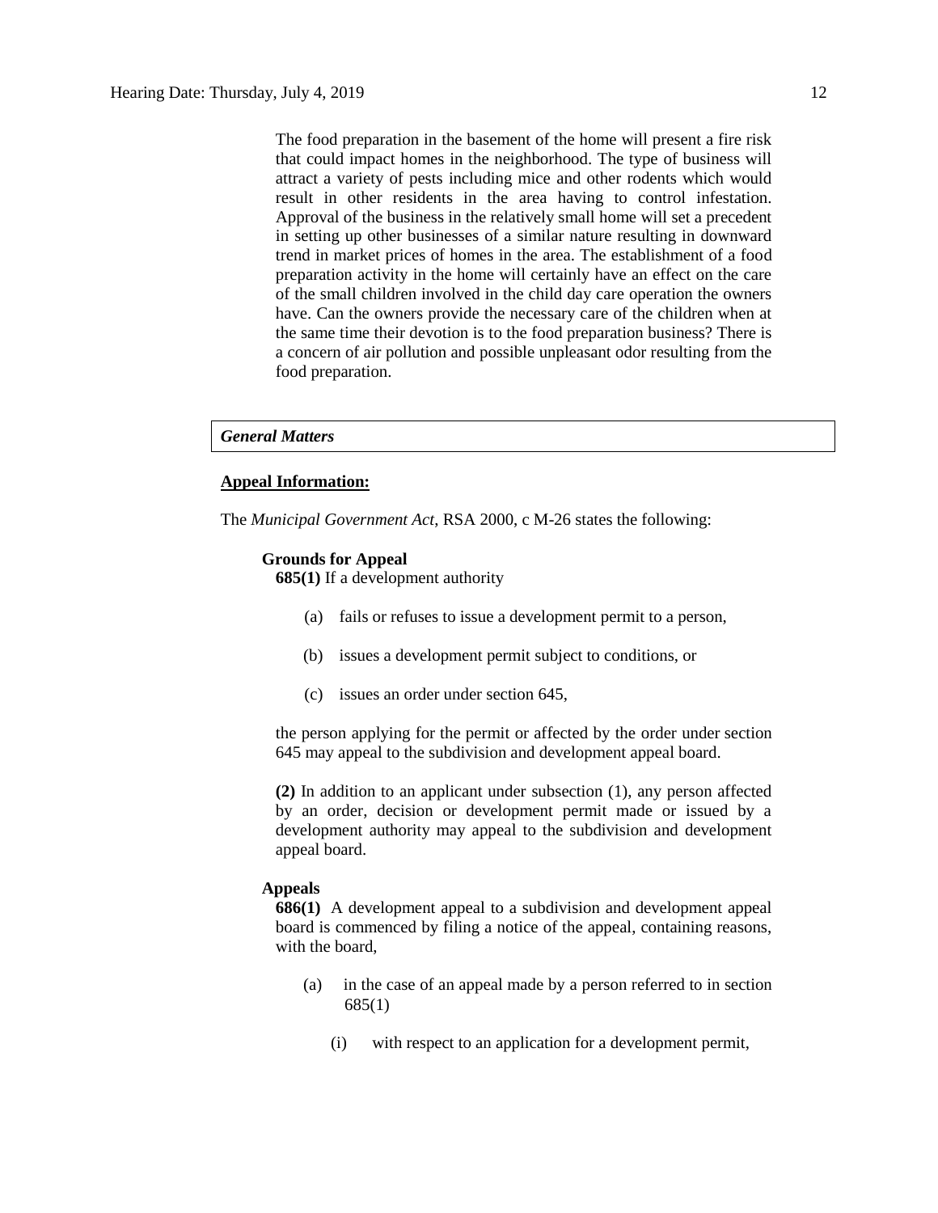The food preparation in the basement of the home will present a fire risk that could impact homes in the neighborhood. The type of business will attract a variety of pests including mice and other rodents which would result in other residents in the area having to control infestation. Approval of the business in the relatively small home will set a precedent in setting up other businesses of a similar nature resulting in downward trend in market prices of homes in the area. The establishment of a food preparation activity in the home will certainly have an effect on the care of the small children involved in the child day care operation the owners have. Can the owners provide the necessary care of the children when at the same time their devotion is to the food preparation business? There is a concern of air pollution and possible unpleasant odor resulting from the food preparation.

***General Matters***

**Appeal Information:**

The *Municipal Government Act*, RSA 2000, c M-26 states the following:

**Grounds for Appeal**

**685(1)** If a development authority

(a) fails or refuses to issue a development permit to a person,

(b) issues a development permit subject to conditions, or

(c) issues an order under section 645,

the person applying for the permit or affected by the order under section 645 may appeal to the subdivision and development appeal board.

**(2)** In addition to an applicant under subsection (1), any person affected by an order, decision or development permit made or issued by a development authority may appeal to the subdivision and development appeal board.

**Appeals**

**686(1)** A development appeal to a subdivision and development appeal board is commenced by filing a notice of the appeal, containing reasons, with the board,

(a) in the case of an appeal made by a person referred to in section 685(1)

(i) with respect to an application for a development permit,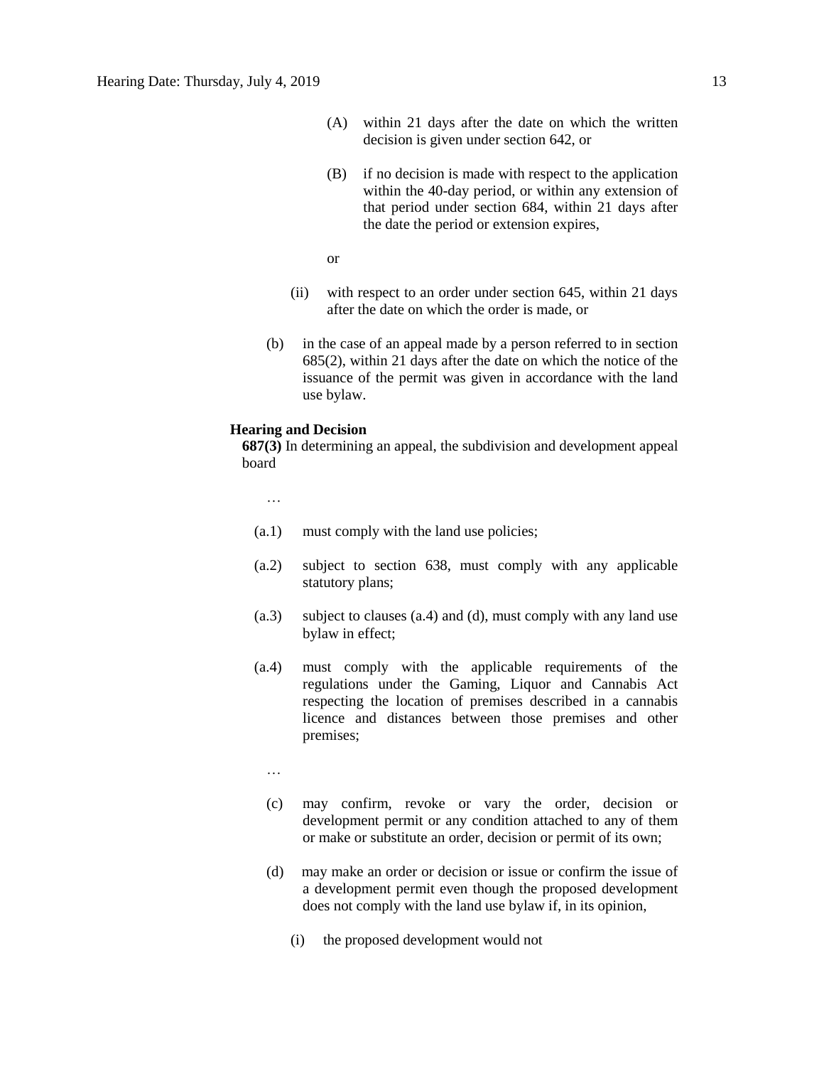(A) within 21 days after the date on which the written decision is given under section 642, or

(B) if no decision is made with respect to the application within the 40-day period, or within any extension of that period under section 684, within 21 days after the date the period or extension expires,

or

(ii) with respect to an order under section 645, within 21 days after the date on which the order is made, or

(b) in the case of an appeal made by a person referred to in section 685(2), within 21 days after the date on which the notice of the issuance of the permit was given in accordance with the land use bylaw.

**Hearing and Decision**

**687(3)** In determining an appeal, the subdivision and development appeal board

…

(a.1) must comply with the land use policies;

(a.2) subject to section 638, must comply with any applicable statutory plans;

(a.3) subject to clauses (a.4) and (d), must comply with any land use bylaw in effect;

(a.4) must comply with the applicable requirements of the regulations under the Gaming, Liquor and Cannabis Act respecting the location of premises described in a cannabis licence and distances between those premises and other premises;

…

(c) may confirm, revoke or vary the order, decision or development permit or any condition attached to any of them or make or substitute an order, decision or permit of its own;

(d) may make an order or decision or issue or confirm the issue of a development permit even though the proposed development does not comply with the land use bylaw if, in its opinion,

(i) the proposed development would not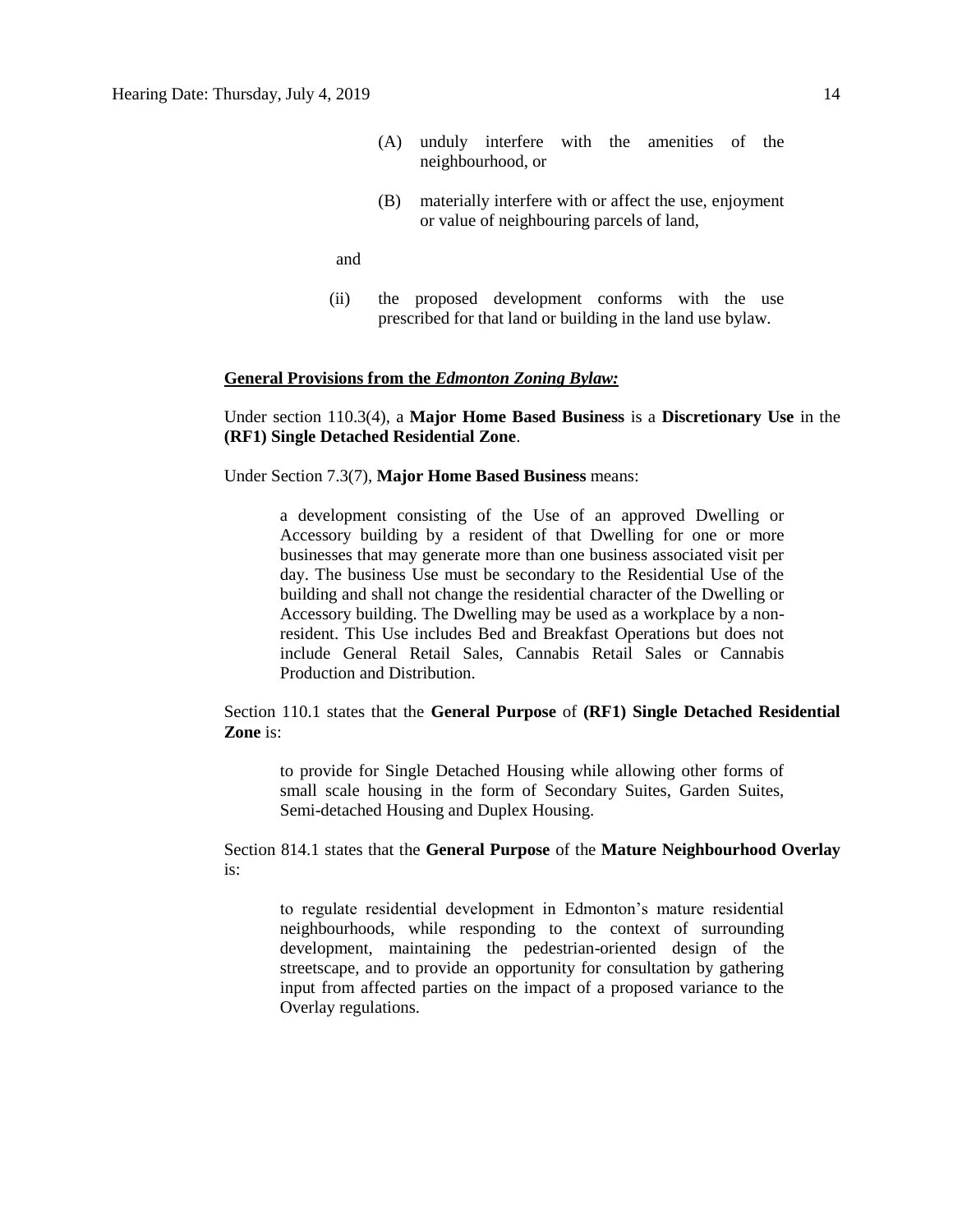(A) unduly interfere with the amenities of the neighbourhood, or

(B) materially interfere with or affect the use, enjoyment or value of neighbouring parcels of land,

and

(ii) the proposed development conforms with the use prescribed for that land or building in the land use bylaw.

**General Provisions from the *Edmonton Zoning Bylaw:***

Under section 110.3(4), a **Major Home Based Business** is a **Discretionary Use** in the **(RF1) Single Detached Residential Zone**.

Under Section 7.3(7), **Major Home Based Business** means:

> a development consisting of the Use of an approved Dwelling or Accessory building by a resident of that Dwelling for one or more businesses that may generate more than one business associated visit per day. The business Use must be secondary to the Residential Use of the building and shall not change the residential character of the Dwelling or Accessory building. The Dwelling may be used as a workplace by a non-resident. This Use includes Bed and Breakfast Operations but does not include General Retail Sales, Cannabis Retail Sales or Cannabis Production and Distribution.

Section 110.1 states that the **General Purpose** of **(RF1) Single Detached Residential Zone** is:

> to provide for Single Detached Housing while allowing other forms of small scale housing in the form of Secondary Suites, Garden Suites, Semi-detached Housing and Duplex Housing.

Section 814.1 states that the **General Purpose** of the **Mature Neighbourhood Overlay** is:

> to regulate residential development in Edmonton's mature residential neighbourhoods, while responding to the context of surrounding development, maintaining the pedestrian-oriented design of the streetscape, and to provide an opportunity for consultation by gathering input from affected parties on the impact of a proposed variance to the Overlay regulations.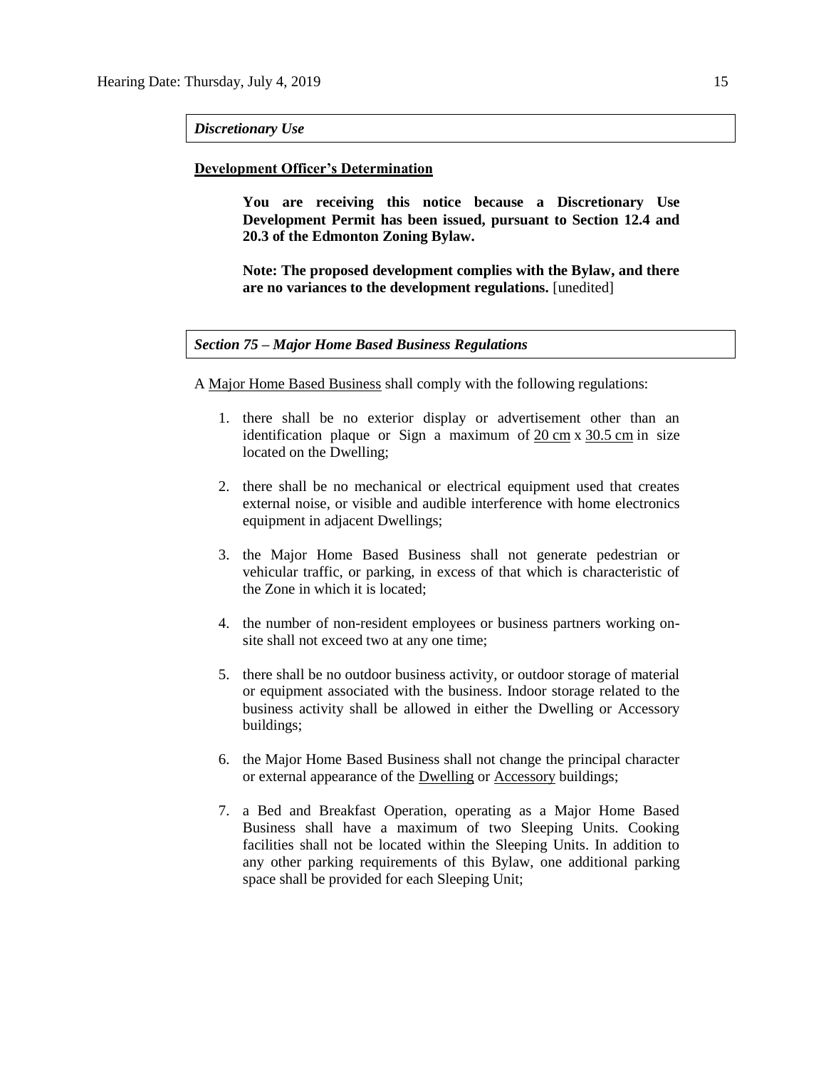*Discretionary Use*

**Development Officer's Determination**

> **You are receiving this notice because a Discretionary Use Development Permit has been issued, pursuant to Section 12.4 and 20.3 of the Edmonton Zoning Bylaw.**
>
> **Note: The proposed development complies with the Bylaw, and there are no variances to the development regulations.** [unedited]

*Section 75 – Major Home Based Business Regulations*

A Major Home Based Business shall comply with the following regulations:

1. there shall be no exterior display or advertisement other than an identification plaque or Sign a maximum of 20 cm x 30.5 cm in size located on the Dwelling;

2. there shall be no mechanical or electrical equipment used that creates external noise, or visible and audible interference with home electronics equipment in adjacent Dwellings;

3. the Major Home Based Business shall not generate pedestrian or vehicular traffic, or parking, in excess of that which is characteristic of the Zone in which it is located;

4. the number of non-resident employees or business partners working on-site shall not exceed two at any one time;

5. there shall be no outdoor business activity, or outdoor storage of material or equipment associated with the business. Indoor storage related to the business activity shall be allowed in either the Dwelling or Accessory buildings;

6. the Major Home Based Business shall not change the principal character or external appearance of the Dwelling or Accessory buildings;

7. a Bed and Breakfast Operation, operating as a Major Home Based Business shall have a maximum of two Sleeping Units. Cooking facilities shall not be located within the Sleeping Units. In addition to any other parking requirements of this Bylaw, one additional parking space shall be provided for each Sleeping Unit;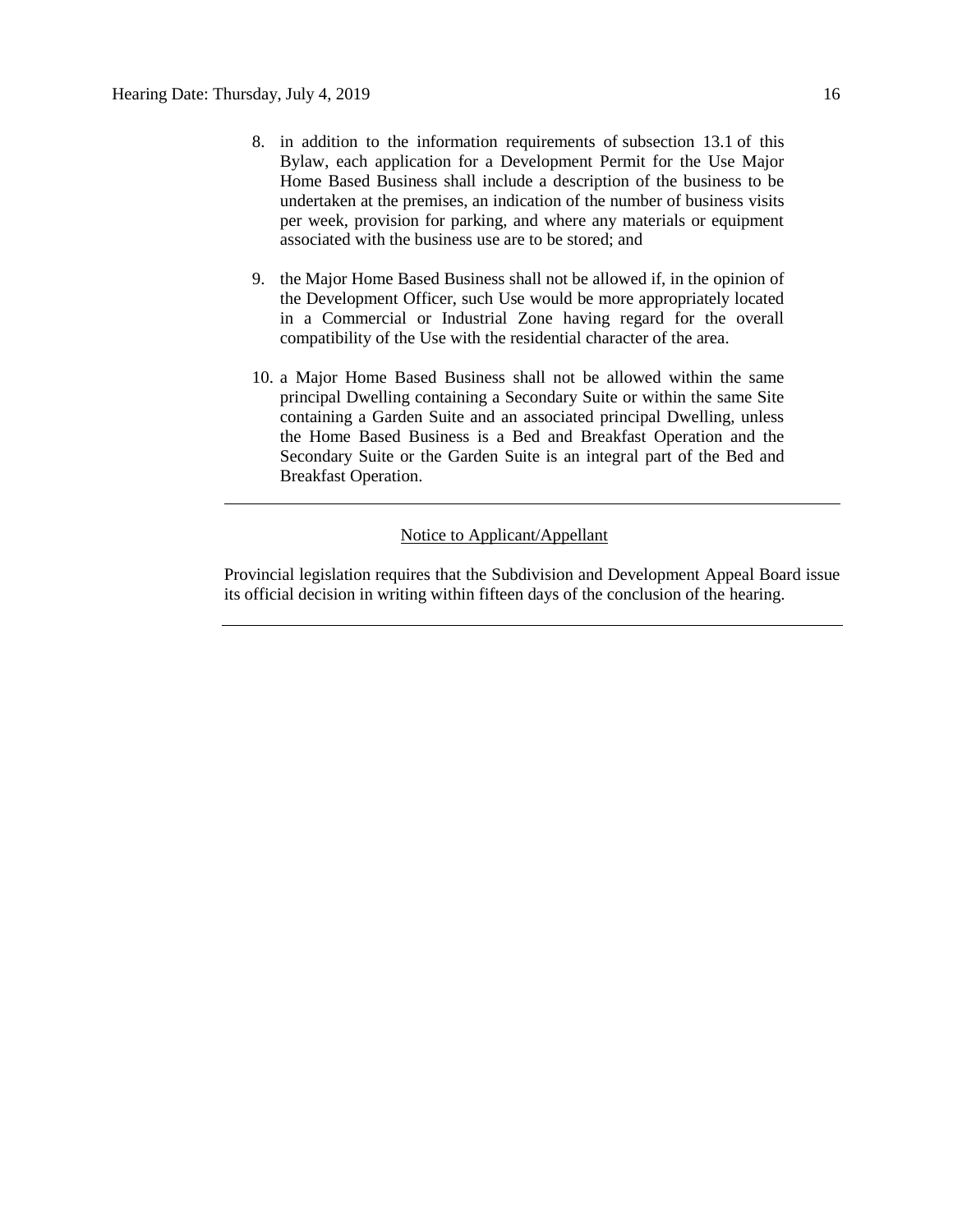8. in addition to the information requirements of subsection 13.1 of this Bylaw, each application for a Development Permit for the Use Major Home Based Business shall include a description of the business to be undertaken at the premises, an indication of the number of business visits per week, provision for parking, and where any materials or equipment associated with the business use are to be stored; and

9. the Major Home Based Business shall not be allowed if, in the opinion of the Development Officer, such Use would be more appropriately located in a Commercial or Industrial Zone having regard for the overall compatibility of the Use with the residential character of the area.

10. a Major Home Based Business shall not be allowed within the same principal Dwelling containing a Secondary Suite or within the same Site containing a Garden Suite and an associated principal Dwelling, unless the Home Based Business is a Bed and Breakfast Operation and the Secondary Suite or the Garden Suite is an integral part of the Bed and Breakfast Operation.

---

Notice to Applicant/Appellant

Provincial legislation requires that the Subdivision and Development Appeal Board issue its official decision in writing within fifteen days of the conclusion of the hearing.

---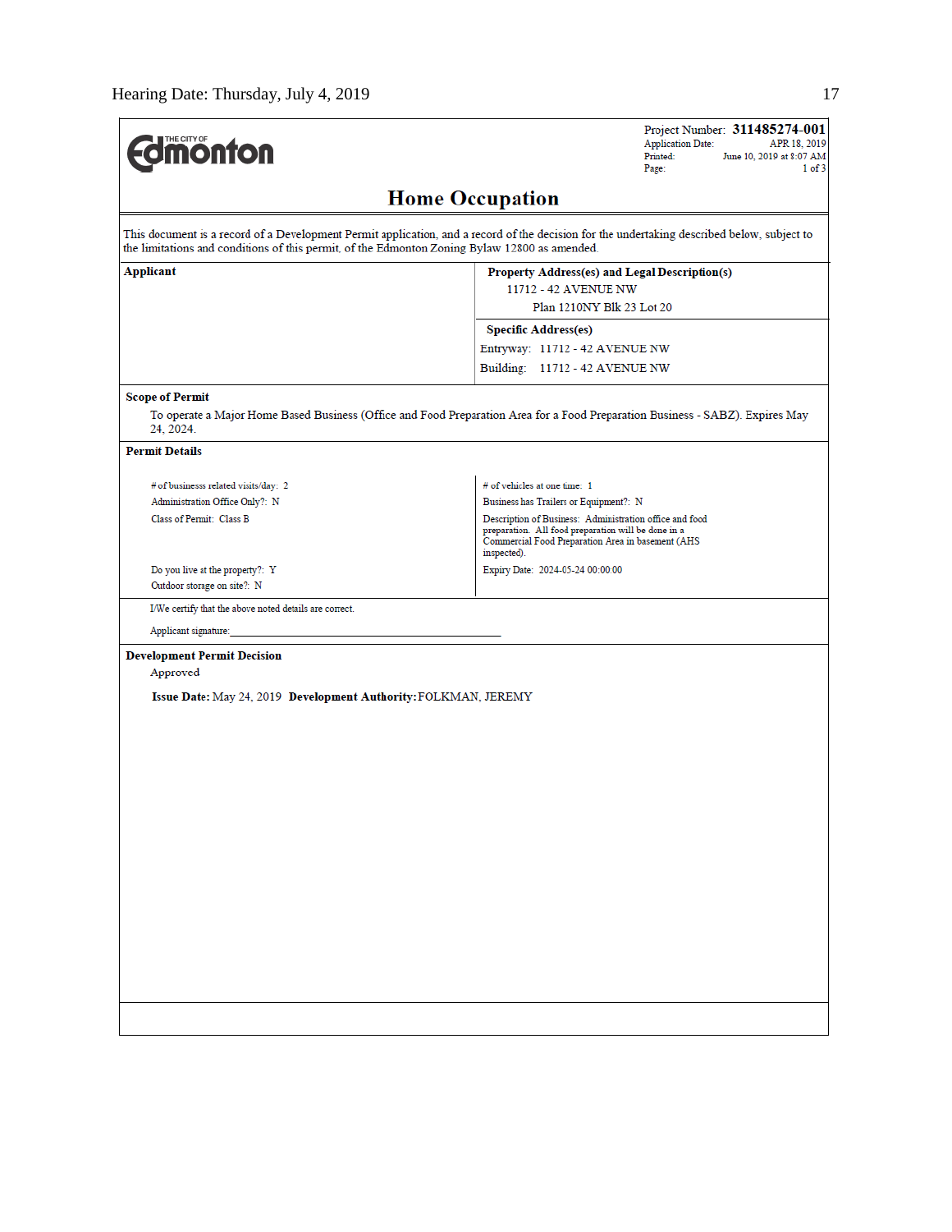THE CITY OF Edmonton

Project Number: **311485274-001**
Application Date: APR 18, 2019
Printed: June 10, 2019 at 8:07 AM
Page: 1 of 3

# Home Occupation

This document is a record of a Development Permit application, and a record of the decision for the undertaking described below, subject to the limitations and conditions of this permit, of the Edmonton Zoning Bylaw 12800 as amended.

| **Applicant** | **Property Address(es) and Legal Description(s)** |
|---|---|
| | 11712 - 42 AVENUE NW<br>Plan 1210NY Blk 23 Lot 20 |
| | **Specific Address(es)** |
| | Entryway: 11712 - 42 AVENUE NW<br>Building: 11712 - 42 AVENUE NW |

**Scope of Permit**

To operate a Major Home Based Business (Office and Food Preparation Area for a Food Preparation Business - SABZ). Expires May 24, 2024.

**Permit Details**

| | |
|---|---|
| # of businesss related visits/day: 2 | # of vehicles at one time: 1 |
| Administration Office Only?: N | Business has Trailers or Equipment?: N |
| Class of Permit: Class B | Description of Business: Administration office and food preparation. All food preparation will be done in a Commercial Food Preparation Area in basement (AHS inspected). |
| Do you live at the property?: Y | Expiry Date: 2024-05-24 00:00:00 |
| Outdoor storage on site?: N | |

I/We certify that the above noted details are correct.

Applicant signature:_______________________________

**Development Permit Decision**

Approved

**Issue Date:** May 24, 2019 **Development Authority:** FOLKMAN, JEREMY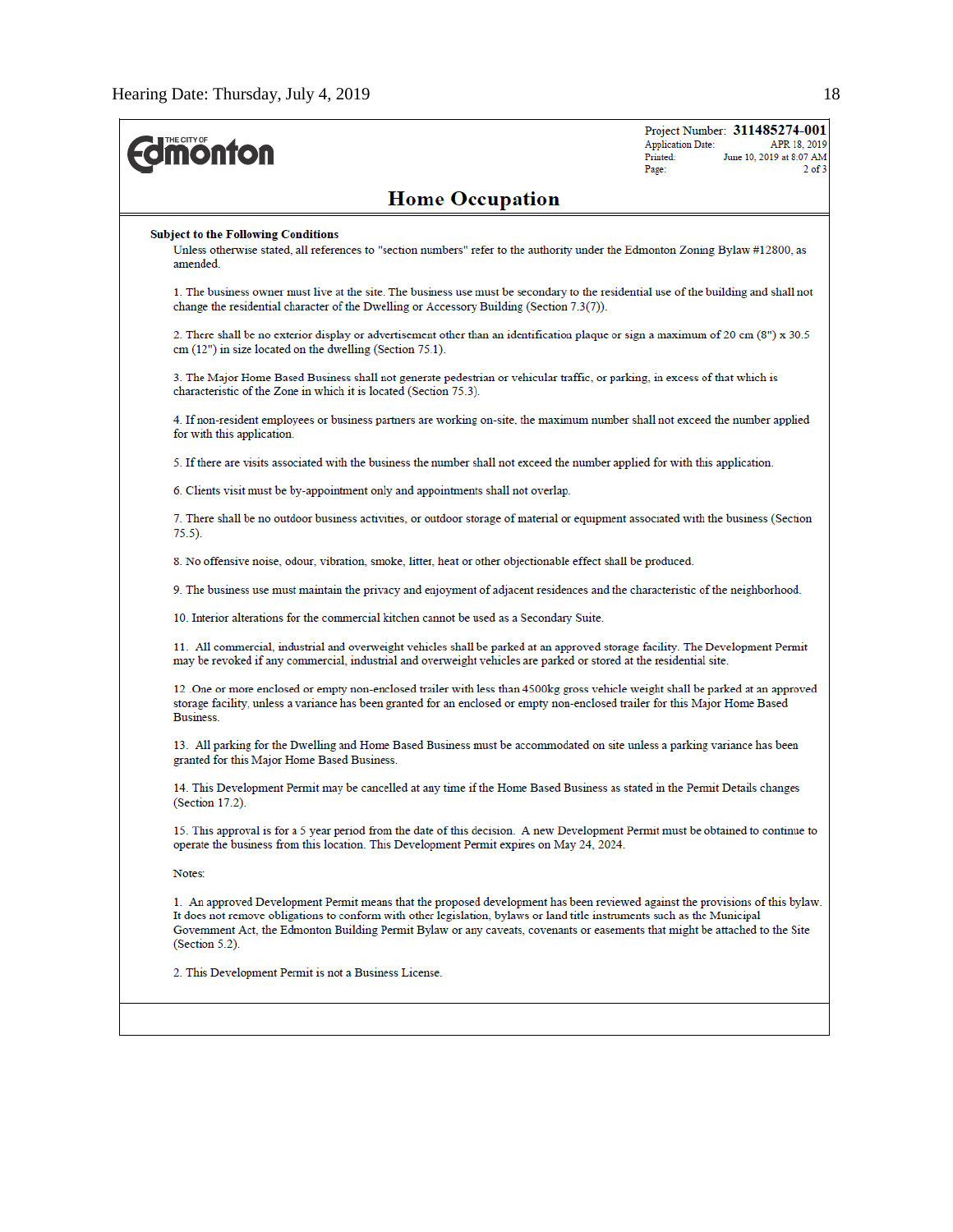Project Number: **311485274-001**
Application Date: APR 18, 2019
Printed: June 10, 2019 at 8:07 AM
Page: 2 of 3

# Home Occupation

**Subject to the Following Conditions**

Unless otherwise stated, all references to "section numbers" refer to the authority under the Edmonton Zoning Bylaw #12800, as amended.

1. The business owner must live at the site. The business use must be secondary to the residential use of the building and shall not change the residential character of the Dwelling or Accessory Building (Section 7.3(7)).

2. There shall be no exterior display or advertisement other than an identification plaque or sign a maximum of 20 cm (8") x 30.5 cm (12") in size located on the dwelling (Section 75.1).

3. The Major Home Based Business shall not generate pedestrian or vehicular traffic, or parking, in excess of that which is characteristic of the Zone in which it is located (Section 75.3).

4. If non-resident employees or business partners are working on-site, the maximum number shall not exceed the number applied for with this application.

5. If there are visits associated with the business the number shall not exceed the number applied for with this application.

6. Clients visit must be by-appointment only and appointments shall not overlap.

7. There shall be no outdoor business activities, or outdoor storage of material or equipment associated with the business (Section 75.5).

8. No offensive noise, odour, vibration, smoke, litter, heat or other objectionable effect shall be produced.

9. The business use must maintain the privacy and enjoyment of adjacent residences and the characteristic of the neighborhood.

10. Interior alterations for the commercial kitchen cannot be used as a Secondary Suite.

11. All commercial, industrial and overweight vehicles shall be parked at an approved storage facility. The Development Permit may be revoked if any commercial, industrial and overweight vehicles are parked or stored at the residential site.

12 .One or more enclosed or empty non-enclosed trailer with less than 4500kg gross vehicle weight shall be parked at an approved storage facility, unless a variance has been granted for an enclosed or empty non-enclosed trailer for this Major Home Based Business.

13. All parking for the Dwelling and Home Based Business must be accommodated on site unless a parking variance has been granted for this Major Home Based Business.

14. This Development Permit may be cancelled at any time if the Home Based Business as stated in the Permit Details changes (Section 17.2).

15. This approval is for a 5 year period from the date of this decision. A new Development Permit must be obtained to continue to operate the business from this location. This Development Permit expires on May 24, 2024.

Notes:

1. An approved Development Permit means that the proposed development has been reviewed against the provisions of this bylaw. It does not remove obligations to conform with other legislation, bylaws or land title instruments such as the Municipal Government Act, the Edmonton Building Permit Bylaw or any caveats, covenants or easements that might be attached to the Site (Section 5.2).

2. This Development Permit is not a Business License.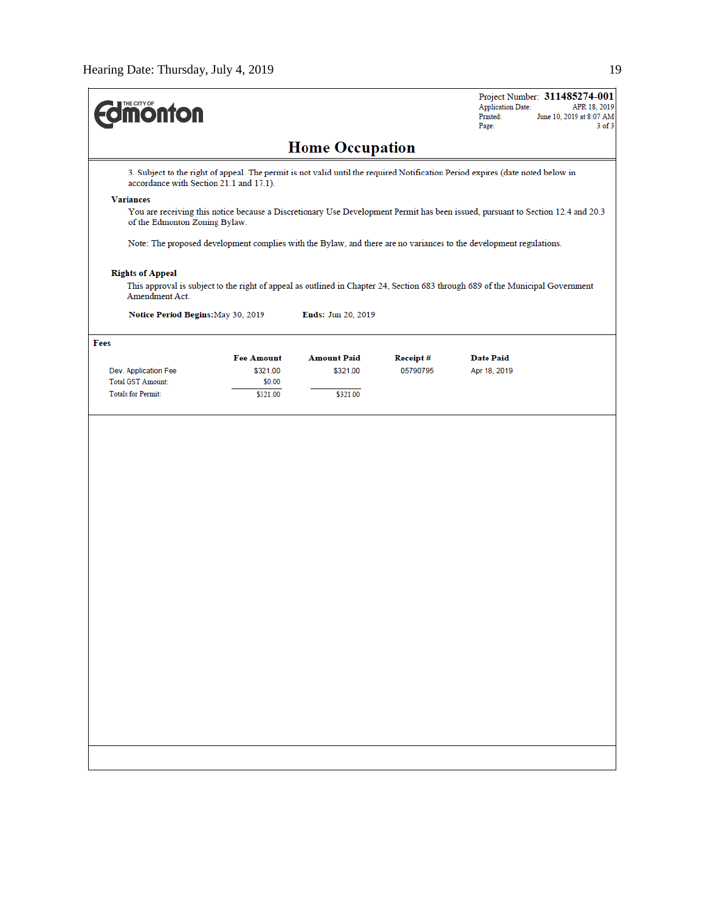Project Number: **311485274-001**
Application Date: APR 18, 2019
Printed: June 10, 2019 at 8:07 AM
Page: 3 of 3

# Home Occupation

3. Subject to the right of appeal. The permit is not valid until the required Notification Period expires (date noted below in accordance with Section 21.1 and 17.1).

**Variances**

You are receiving this notice because a Discretionary Use Development Permit has been issued, pursuant to Section 12.4 and 20.3 of the Edmonton Zoning Bylaw.

Note: The proposed development complies with the Bylaw, and there are no variances to the development regulations.

**Rights of Appeal**

This approval is subject to the right of appeal as outlined in Chapter 24, Section 683 through 689 of the Municipal Government Amendment Act.

**Notice Period Begins:** May 30, 2019 **Ends:** Jun 20, 2019

**Fees**

| | Fee Amount | Amount Paid | Receipt # | Date Paid |
|---|---|---|---|---|
| Dev. Application Fee | $321.00 | $321.00 | 05790795 | Apr 18, 2019 |
| Total GST Amount: | $0.00 | | | |
| Totals for Permit: | $321.00 | $321.00 | | |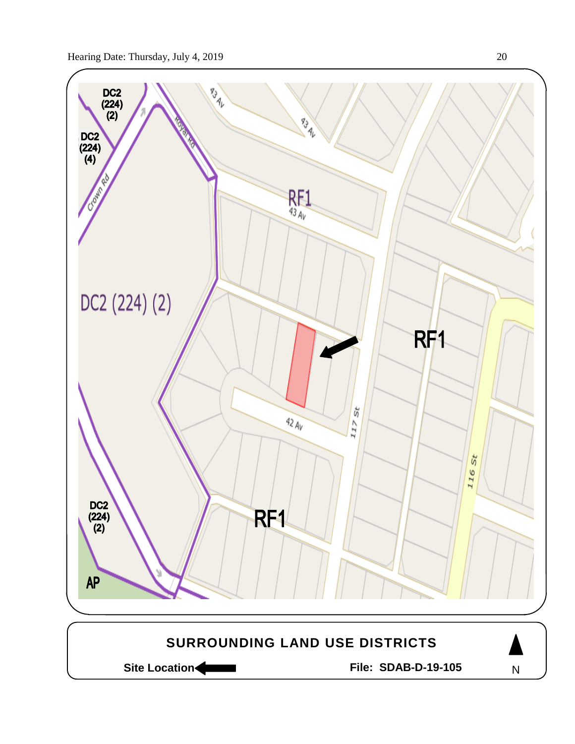DC2 (224) (2)

DC2 (224) (4)

Crown Rd

Royal Rd

43 Av

43 Av

RF1

43 Av

DC2 (224) (2)

RF1

42 Av

117 St

116 St

RF1

DC2 (224) (2)

AP

**SURROUNDING LAND USE DISTRICTS**

**Site Location** ←

**File: SDAB-D-19-105**

N